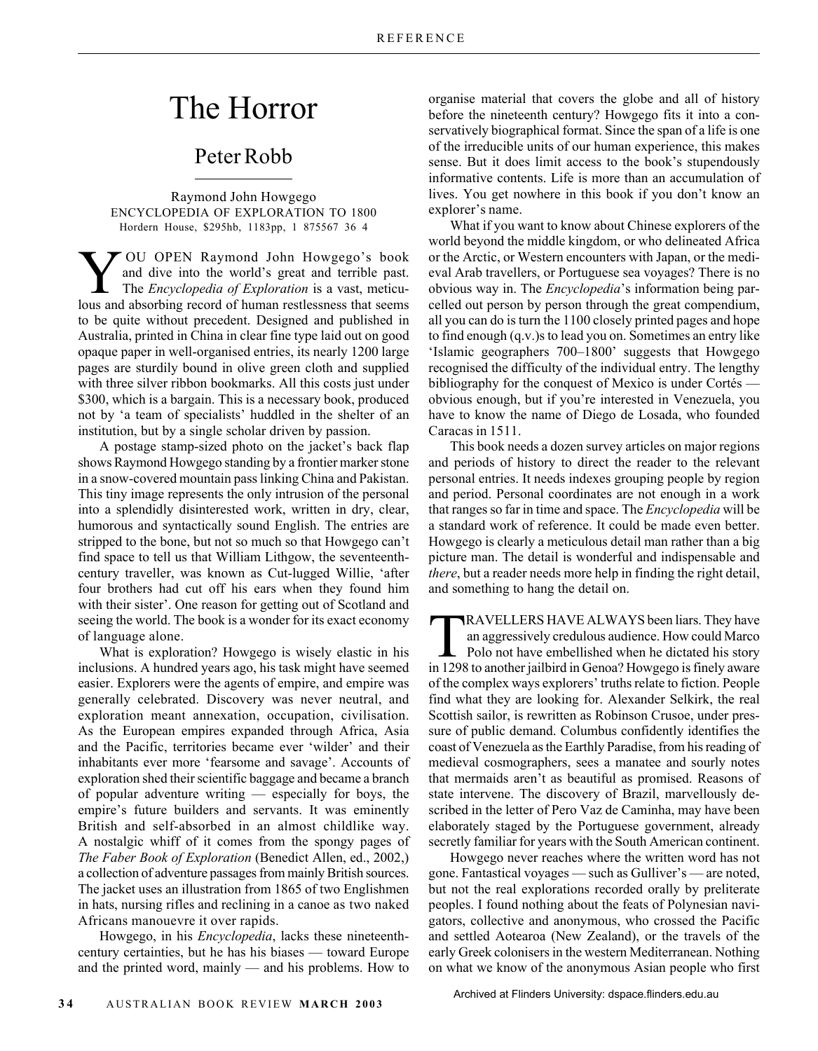# The Horror

## Peter Robb

Raymond John Howgego
ENCYCLOPEDIA OF EXPLORATION TO 1800
Hordern House, $295hb, 1183pp, 1 875567 36 4

YOU OPEN Raymond John Howgego's book and dive into the world's great and terrible past. The *Encyclopedia of Exploration* is a vast, meticulous and absorbing record of human restlessness that seems to be quite without precedent. Designed and published in Australia, printed in China in clear fine type laid out on good opaque paper in well-organised entries, its nearly 1200 large pages are sturdily bound in olive green cloth and supplied with three silver ribbon bookmarks. All this costs just under $300, which is a bargain. This is a necessary book, produced not by 'a team of specialists' huddled in the shelter of an institution, but by a single scholar driven by passion.

A postage stamp-sized photo on the jacket's back flap shows Raymond Howgego standing by a frontier marker stone in a snow-covered mountain pass linking China and Pakistan. This tiny image represents the only intrusion of the personal into a splendidly disinterested work, written in dry, clear, humorous and syntactically sound English. The entries are stripped to the bone, but not so much so that Howgego can't find space to tell us that William Lithgow, the seventeenth-century traveller, was known as Cut-lugged Willie, 'after four brothers had cut off his ears when they found him with their sister'. One reason for getting out of Scotland and seeing the world. The book is a wonder for its exact economy of language alone.

What is exploration? Howgego is wisely elastic in his inclusions. A hundred years ago, his task might have seemed easier. Explorers were the agents of empire, and empire was generally celebrated. Discovery was never neutral, and exploration meant annexation, occupation, civilisation. As the European empires expanded through Africa, Asia and the Pacific, territories became ever 'wilder' and their inhabitants ever more 'fearsome and savage'. Accounts of exploration shed their scientific baggage and became a branch of popular adventure writing — especially for boys, the empire's future builders and servants. It was eminently British and self-absorbed in an almost childlike way. A nostalgic whiff of it comes from the spongy pages of *The Faber Book of Exploration* (Benedict Allen, ed., 2002,) a collection of adventure passages from mainly British sources. The jacket uses an illustration from 1865 of two Englishmen in hats, nursing rifles and reclining in a canoe as two naked Africans manoeuvre it over rapids.

Howgego, in his *Encyclopedia*, lacks these nineteenth-century certainties, but he has his biases — toward Europe and the printed word, mainly — and his problems. How to organise material that covers the globe and all of history before the nineteenth century? Howgego fits it into a conservatively biographical format. Since the span of a life is one of the irreducible units of our human experience, this makes sense. But it does limit access to the book's stupendously informative contents. Life is more than an accumulation of lives. You get nowhere in this book if you don't know an explorer's name.

What if you want to know about Chinese explorers of the world beyond the middle kingdom, or who delineated Africa or the Arctic, or Western encounters with Japan, or the medieval Arab travellers, or Portuguese sea voyages? There is no obvious way in. The *Encyclopedia*'s information being parcelled out person by person through the great compendium, all you can do is turn the 1100 closely printed pages and hope to find enough (q.v.)s to lead you on. Sometimes an entry like 'Islamic geographers 700–1800' suggests that Howgego recognised the difficulty of the individual entry. The lengthy bibliography for the conquest of Mexico is under Cortés — obvious enough, but if you're interested in Venezuela, you have to know the name of Diego de Losada, who founded Caracas in 1511.

This book needs a dozen survey articles on major regions and periods of history to direct the reader to the relevant personal entries. It needs indexes grouping people by region and period. Personal coordinates are not enough in a work that ranges so far in time and space. The *Encyclopedia* will be a standard work of reference. It could be made even better. Howgego is clearly a meticulous detail man rather than a big picture man. The detail is wonderful and indispensable and *there*, but a reader needs more help in finding the right detail, and something to hang the detail on.

TRAVELLERS HAVE ALWAYS been liars. They have an aggressively credulous audience. How could Marco Polo not have embellished when he dictated his story in 1298 to another jailbird in Genoa? Howgego is finely aware of the complex ways explorers' truths relate to fiction. People find what they are looking for. Alexander Selkirk, the real Scottish sailor, is rewritten as Robinson Crusoe, under pressure of public demand. Columbus confidently identifies the coast of Venezuela as the Earthly Paradise, from his reading of medieval cosmographers, sees a manatee and sourly notes that mermaids aren't as beautiful as promised. Reasons of state intervene. The discovery of Brazil, marvellously described in the letter of Pero Vaz de Caminha, may have been elaborately staged by the Portuguese government, already secretly familiar for years with the South American continent.

Howgego never reaches where the written word has not gone. Fantastical voyages — such as Gulliver's — are noted, but not the real explorations recorded orally by preliterate peoples. I found nothing about the feats of Polynesian navigators, collective and anonymous, who crossed the Pacific and settled Aotearoa (New Zealand), or the travels of the early Greek colonisers in the western Mediterranean. Nothing on what we know of the anonymous Asian people who first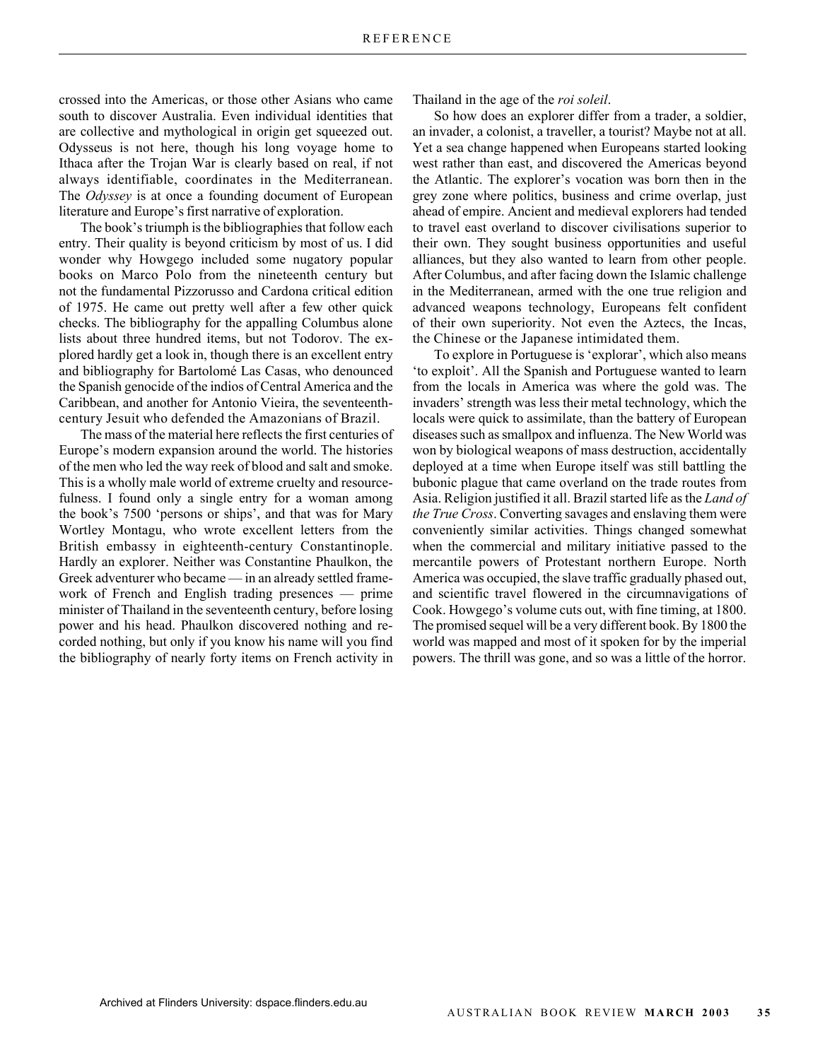crossed into the Americas, or those other Asians who came south to discover Australia. Even individual identities that are collective and mythological in origin get squeezed out. Odysseus is not here, though his long voyage home to Ithaca after the Trojan War is clearly based on real, if not always identifiable, coordinates in the Mediterranean. The *Odyssey* is at once a founding document of European literature and Europe's first narrative of exploration.

The book's triumph is the bibliographies that follow each entry. Their quality is beyond criticism by most of us. I did wonder why Howgego included some nugatory popular books on Marco Polo from the nineteenth century but not the fundamental Pizzorusso and Cardona critical edition of 1975. He came out pretty well after a few other quick checks. The bibliography for the appalling Columbus alone lists about three hundred items, but not Todorov. The explored hardly get a look in, though there is an excellent entry and bibliography for Bartolomé Las Casas, who denounced the Spanish genocide of the indios of Central America and the Caribbean, and another for Antonio Vieira, the seventeenth-century Jesuit who defended the Amazonians of Brazil.

The mass of the material here reflects the first centuries of Europe's modern expansion around the world. The histories of the men who led the way reek of blood and salt and smoke. This is a wholly male world of extreme cruelty and resourcefulness. I found only a single entry for a woman among the book's 7500 'persons or ships', and that was for Mary Wortley Montagu, who wrote excellent letters from the British embassy in eighteenth-century Constantinople. Hardly an explorer. Neither was Constantine Phaulkon, the Greek adventurer who became — in an already settled framework of French and English trading presences — prime minister of Thailand in the seventeenth century, before losing power and his head. Phaulkon discovered nothing and recorded nothing, but only if you know his name will you find the bibliography of nearly forty items on French activity in Thailand in the age of the *roi soleil*.

So how does an explorer differ from a trader, a soldier, an invader, a colonist, a traveller, a tourist? Maybe not at all. Yet a sea change happened when Europeans started looking west rather than east, and discovered the Americas beyond the Atlantic. The explorer's vocation was born then in the grey zone where politics, business and crime overlap, just ahead of empire. Ancient and medieval explorers had tended to travel east overland to discover civilisations superior to their own. They sought business opportunities and useful alliances, but they also wanted to learn from other people. After Columbus, and after facing down the Islamic challenge in the Mediterranean, armed with the one true religion and advanced weapons technology, Europeans felt confident of their own superiority. Not even the Aztecs, the Incas, the Chinese or the Japanese intimidated them.

To explore in Portuguese is 'explorar', which also means 'to exploit'. All the Spanish and Portuguese wanted to learn from the locals in America was where the gold was. The invaders' strength was less their metal technology, which the locals were quick to assimilate, than the battery of European diseases such as smallpox and influenza. The New World was won by biological weapons of mass destruction, accidentally deployed at a time when Europe itself was still battling the bubonic plague that came overland on the trade routes from Asia. Religion justified it all. Brazil started life as the *Land of the True Cross*. Converting savages and enslaving them were conveniently similar activities. Things changed somewhat when the commercial and military initiative passed to the mercantile powers of Protestant northern Europe. North America was occupied, the slave traffic gradually phased out, and scientific travel flowered in the circumnavigations of Cook. Howgego's volume cuts out, with fine timing, at 1800. The promised sequel will be a very different book. By 1800 the world was mapped and most of it spoken for by the imperial powers. The thrill was gone, and so was a little of the horror.